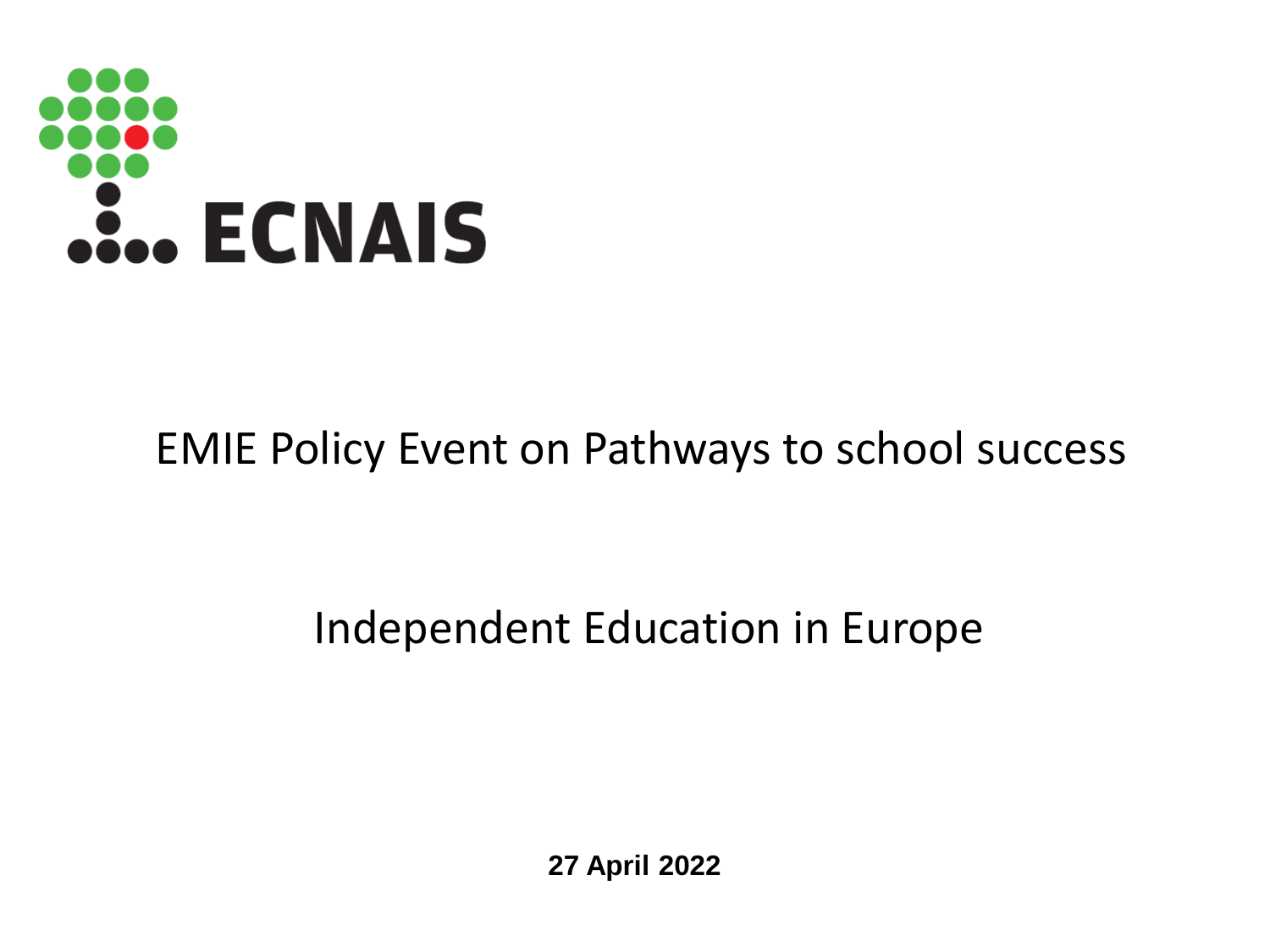ECNAIS

# EMIE Policy Event on Pathways to school success

# Independent Education in Europe

**27 April 2022**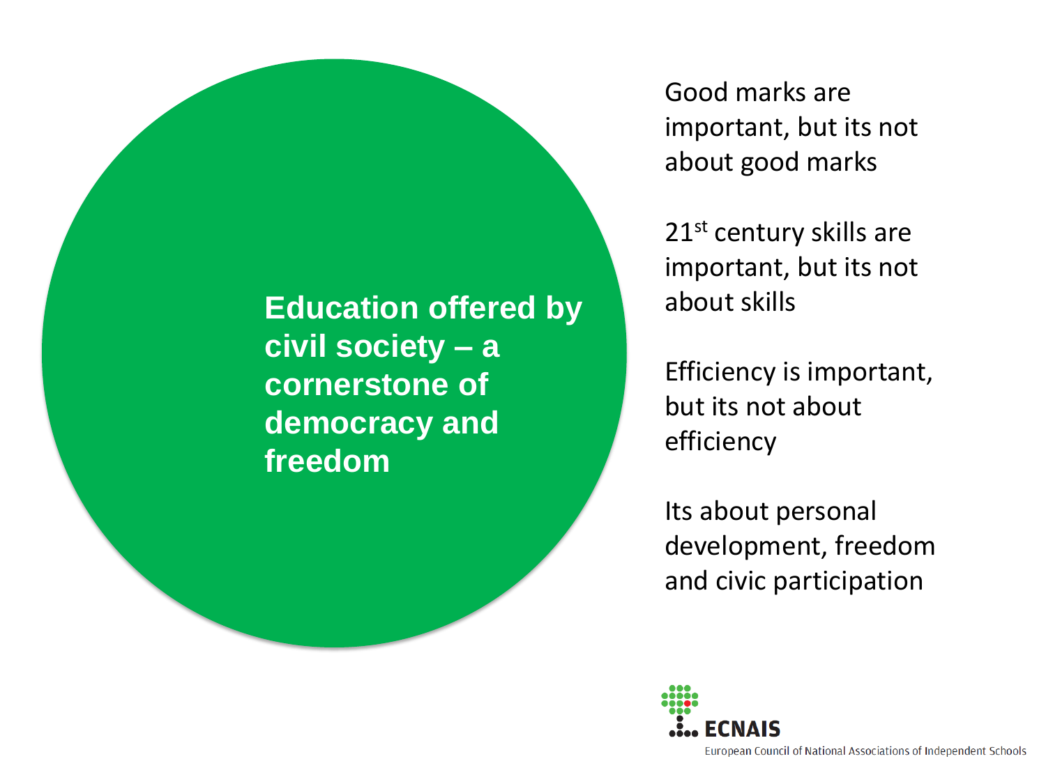**Education offered by civil society – a cornerstone of democracy and freedom**

Good marks are important, but its not about good marks

21$^{st}$ century skills are important, but its not about skills

Efficiency is important, but its not about efficiency

Its about personal development, freedom and civic participation

ECNAIS

European Council of National Associations of Independent Schools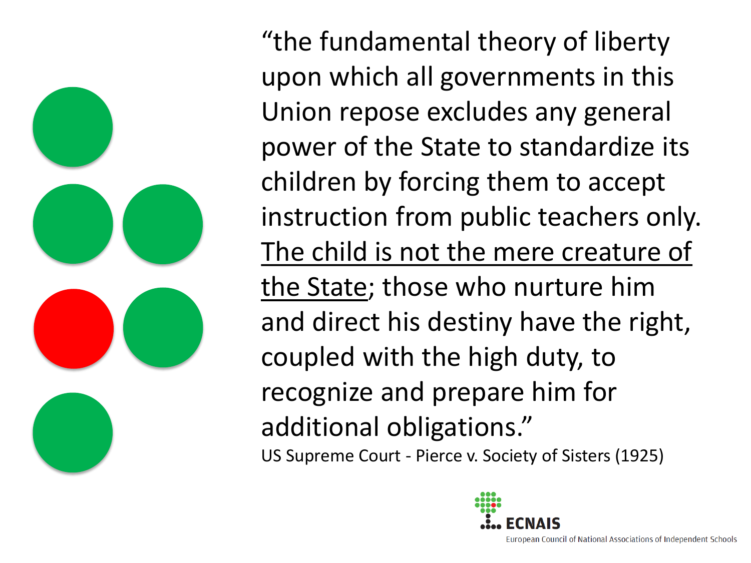"the fundamental theory of liberty upon which all governments in this Union repose excludes any general power of the State to standardize its children by forcing them to accept instruction from public teachers only. <u>The child is not the mere creature of the State</u>; those who nurture him and direct his destiny have the right, coupled with the high duty, to recognize and prepare him for additional obligations."

US Supreme Court - Pierce v. Society of Sisters (1925)

ECNAIS

European Council of National Associations of Independent Schools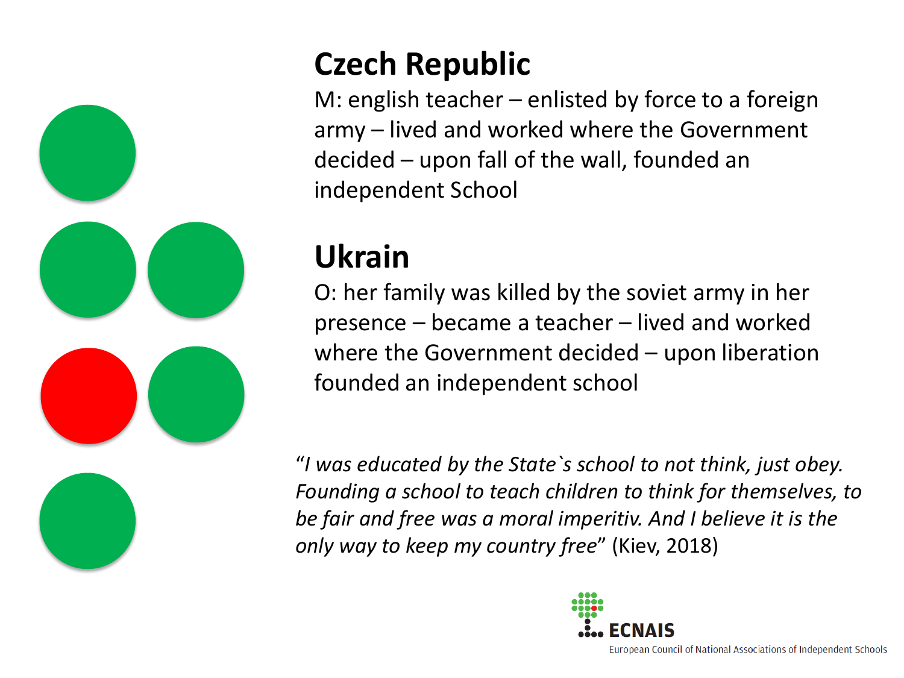## Czech Republic

M: english teacher – enlisted by force to a foreign army – lived and worked where the Government decided – upon fall of the wall, founded an independent School

## Ukrain

O: her family was killed by the soviet army in her presence – became a teacher – lived and worked where the Government decided – upon liberation founded an independent school

“*I was educated by the State`s school to not think, just obey. Founding a school to teach children to think for themselves, to be fair and free was a moral imperitiv. And I believe it is the only way to keep my country free*” (Kiev, 2018)

ECNAIS
European Council of National Associations of Independent Schools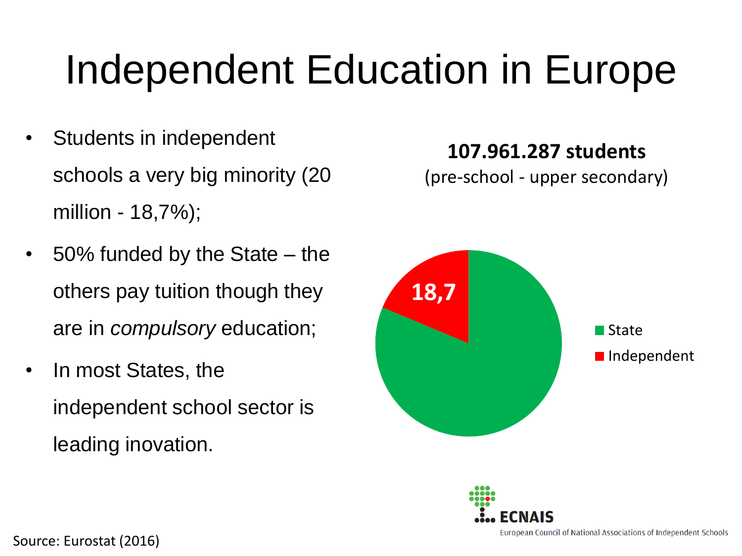# Independent Education in Europe

- Students in independent schools a very big minority (20 million - 18,7%);
- 50% funded by the State – the others pay tuition though they are in *compulsory* education;
- In most States, the independent school sector is leading inovation.

**107.961.287 students**

(pre-school - upper secondary)

18,7

State

Independent

ECNAIS

European Council of National Associations of Independent Schools

Source: Eurostat (2016)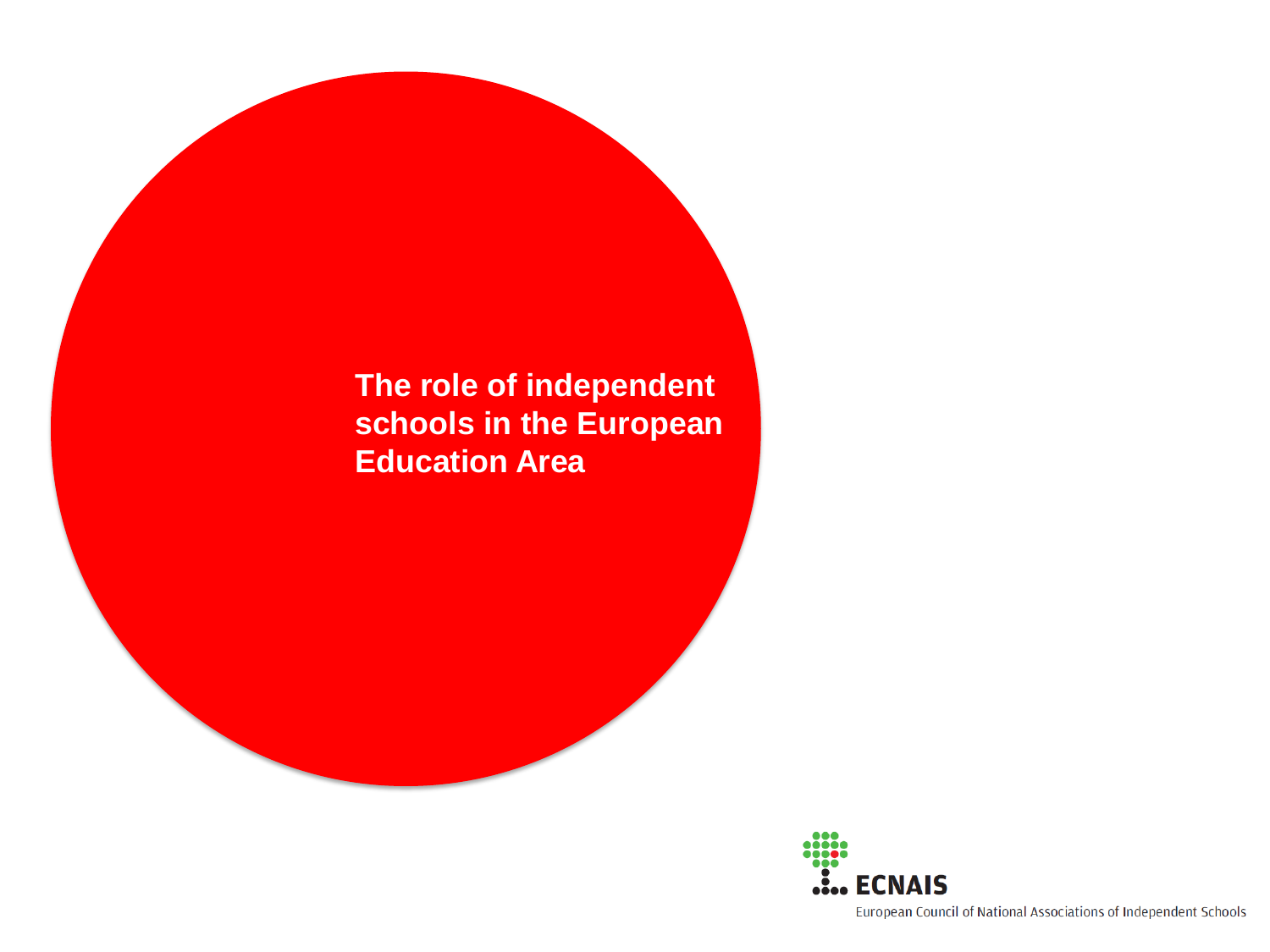# The role of independent schools in the European Education Area

ECNAIS

European Council of National Associations of Independent Schools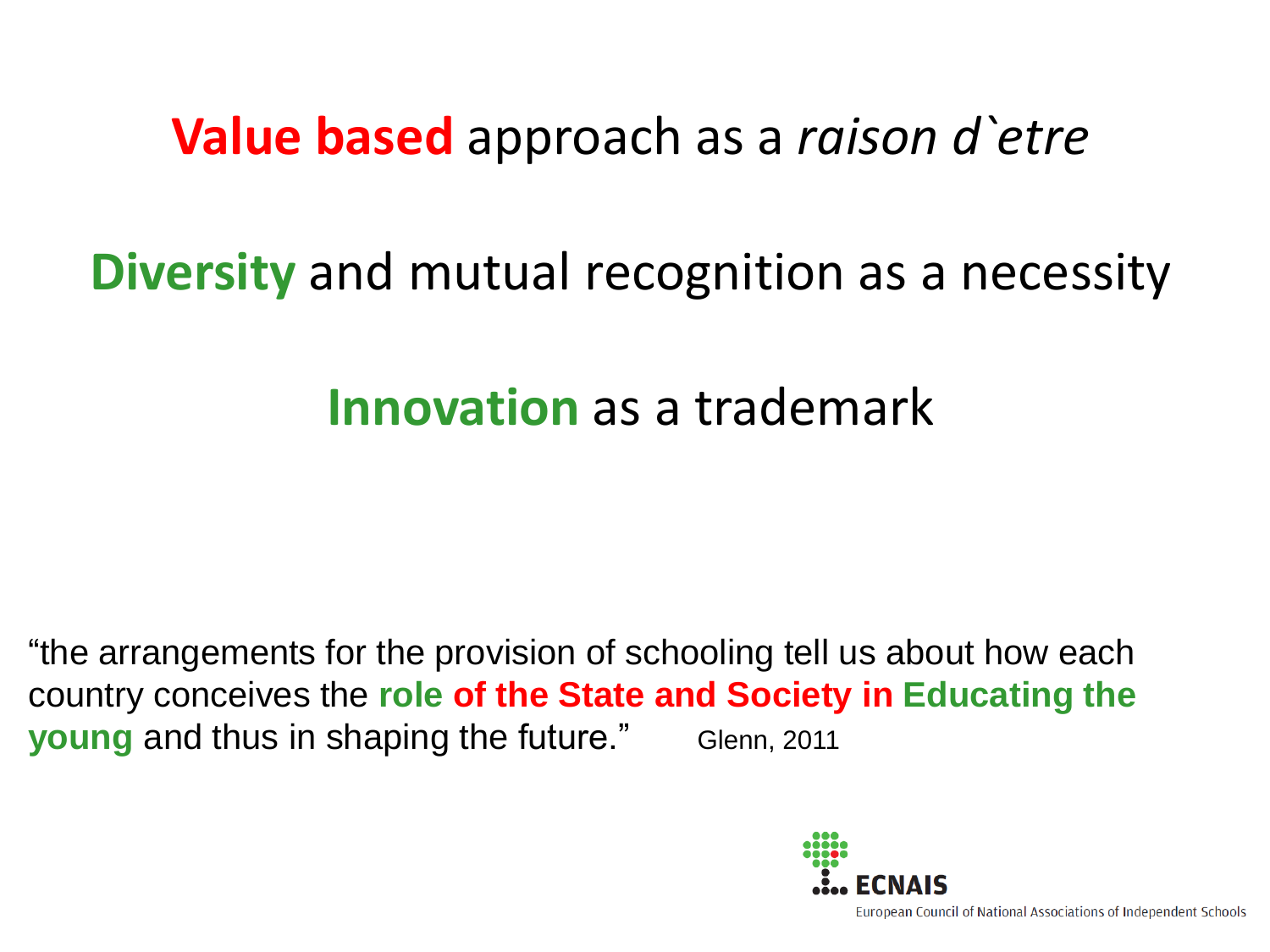**Value based** approach as a *raison d`etre*

**Diversity** and mutual recognition as a necessity

**Innovation** as a trademark

"the arrangements for the provision of schooling tell us about how each country conceives the **role of the State and Society in Educating the young** and thus in shaping the future." Glenn, 2011

ECNAIS

European Council of National Associations of Independent Schools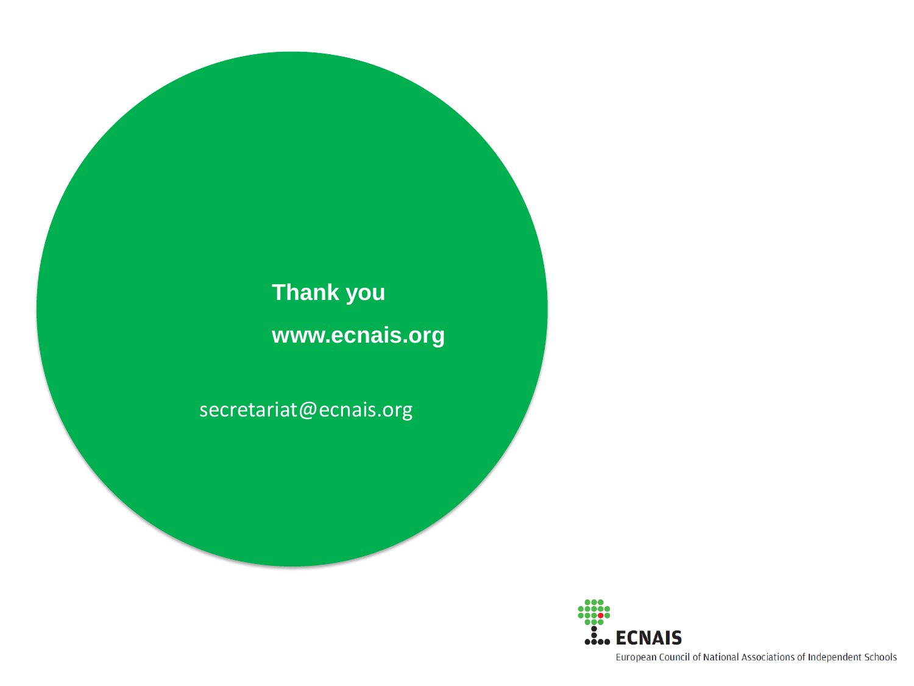**Thank you**

**www.ecnais.org**

secretariat@ecnais.org

ECNAIS

European Council of National Associations of Independent Schools